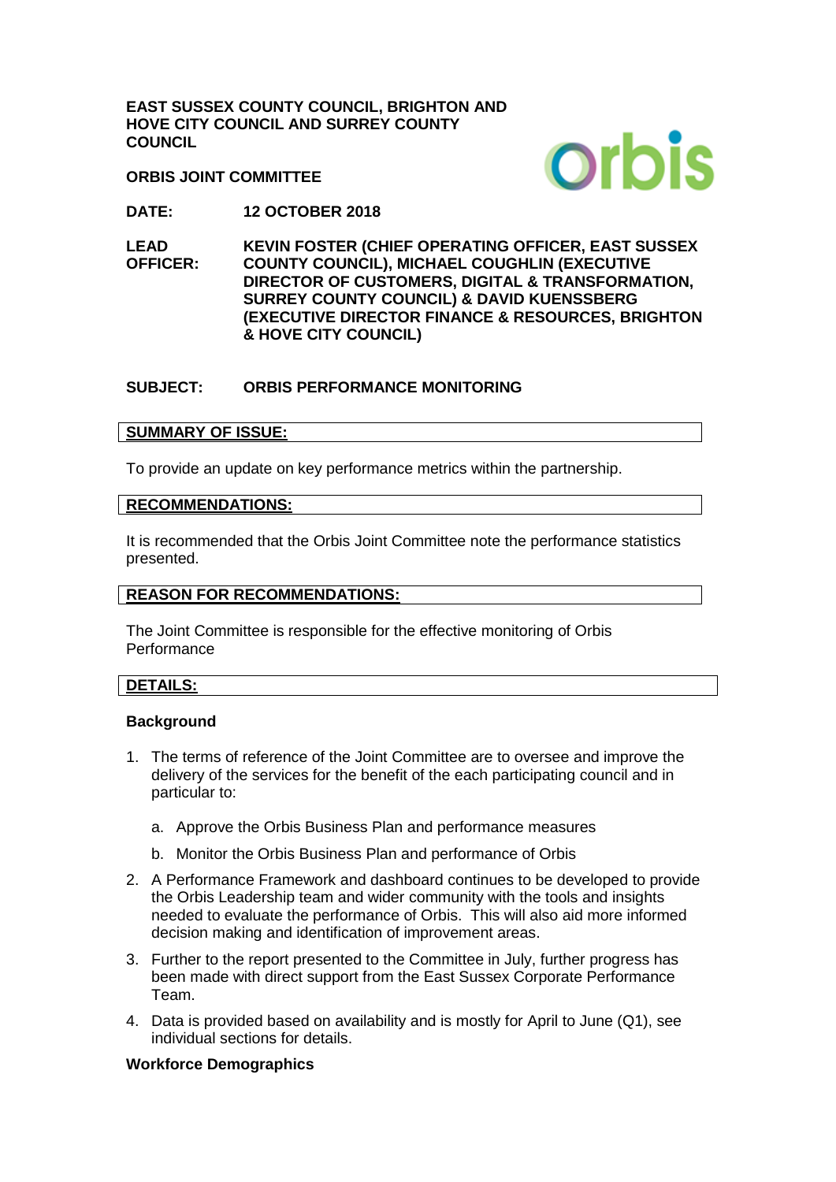**EAST SUSSEX COUNTY COUNCIL, BRIGHTON AND HOVE CITY COUNCIL AND SURREY COUNTY COUNCIL**

**ORBIS JOINT COMMITTEE**

| | |
|---|---|
| **DATE:** | **12 OCTOBER 2018** |
| **LEAD OFFICER:** | **KEVIN FOSTER (CHIEF OPERATING OFFICER, EAST SUSSEX COUNTY COUNCIL), MICHAEL COUGHLIN (EXECUTIVE DIRECTOR OF CUSTOMERS, DIGITAL & TRANSFORMATION, SURREY COUNTY COUNCIL) & DAVID KUENSSBERG (EXECUTIVE DIRECTOR FINANCE & RESOURCES, BRIGHTON & HOVE CITY COUNCIL)** |
| **SUBJECT:** | **ORBIS PERFORMANCE MONITORING** |

## SUMMARY OF ISSUE:

To provide an update on key performance metrics within the partnership.

## RECOMMENDATIONS:

It is recommended that the Orbis Joint Committee note the performance statistics presented.

## REASON FOR RECOMMENDATIONS:

The Joint Committee is responsible for the effective monitoring of Orbis Performance

## DETAILS:

### Background

1. The terms of reference of the Joint Committee are to oversee and improve the delivery of the services for the benefit of the each participating council and in particular to:

    a. Approve the Orbis Business Plan and performance measures

    b. Monitor the Orbis Business Plan and performance of Orbis

2. A Performance Framework and dashboard continues to be developed to provide the Orbis Leadership team and wider community with the tools and insights needed to evaluate the performance of Orbis. This will also aid more informed decision making and identification of improvement areas.

3. Further to the report presented to the Committee in July, further progress has been made with direct support from the East Sussex Corporate Performance Team.

4. Data is provided based on availability and is mostly for April to June (Q1), see individual sections for details.

### Workforce Demographics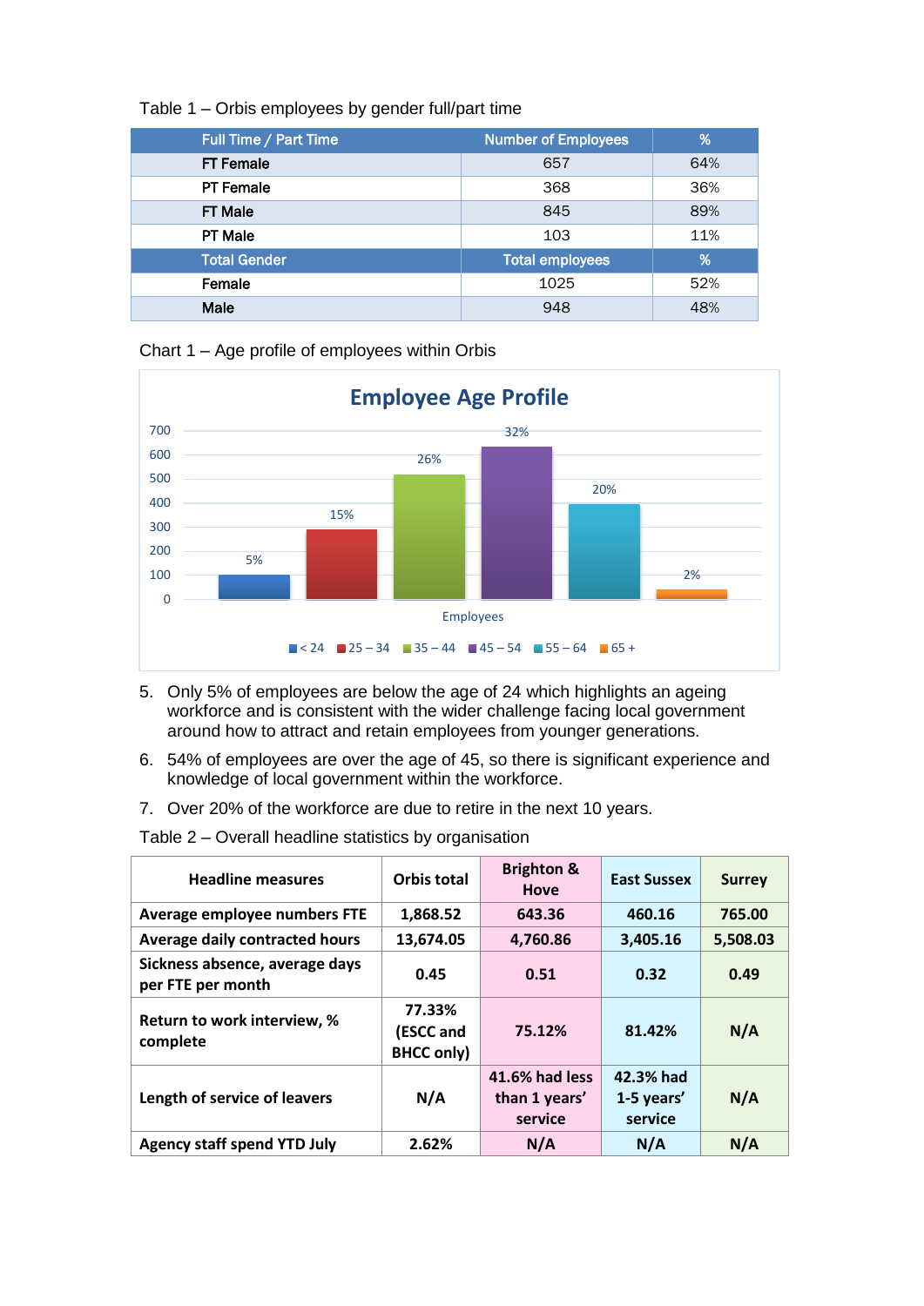Table 1 – Orbis employees by gender full/part time

| Full Time / Part Time | Number of Employees | % |
|---|---|---|
| FT Female | 657 | 64% |
| PT Female | 368 | 36% |
| FT Male | 845 | 89% |
| PT Male | 103 | 11% |
| **Total Gender** | **Total employees** | **%** |
| Female | 1025 | 52% |
| Male | 948 | 48% |

Chart 1 – Age profile of employees within Orbis

5. Only 5% of employees are below the age of 24 which highlights an ageing workforce and is consistent with the wider challenge facing local government around how to attract and retain employees from younger generations.

6. 54% of employees are over the age of 45, so there is significant experience and knowledge of local government within the workforce.

7. Over 20% of the workforce are due to retire in the next 10 years.

Table 2 – Overall headline statistics by organisation

| Headline measures | Orbis total | Brighton & Hove | East Sussex | Surrey |
|---|---|---|---|---|
| **Average employee numbers FTE** | **1,868.52** | **643.36** | **460.16** | **765.00** |
| **Average daily contracted hours** | **13,674.05** | **4,760.86** | **3,405.16** | **5,508.03** |
| **Sickness absence, average days per FTE per month** | **0.45** | **0.51** | **0.32** | **0.49** |
| **Return to work interview, % complete** | **77.33% (ESCC and BHCC only)** | **75.12%** | **81.42%** | **N/A** |
| **Length of service of leavers** | **N/A** | **41.6% had less than 1 years' service** | **42.3% had 1-5 years' service** | **N/A** |
| **Agency staff spend YTD July** | **2.62%** | **N/A** | **N/A** | **N/A** |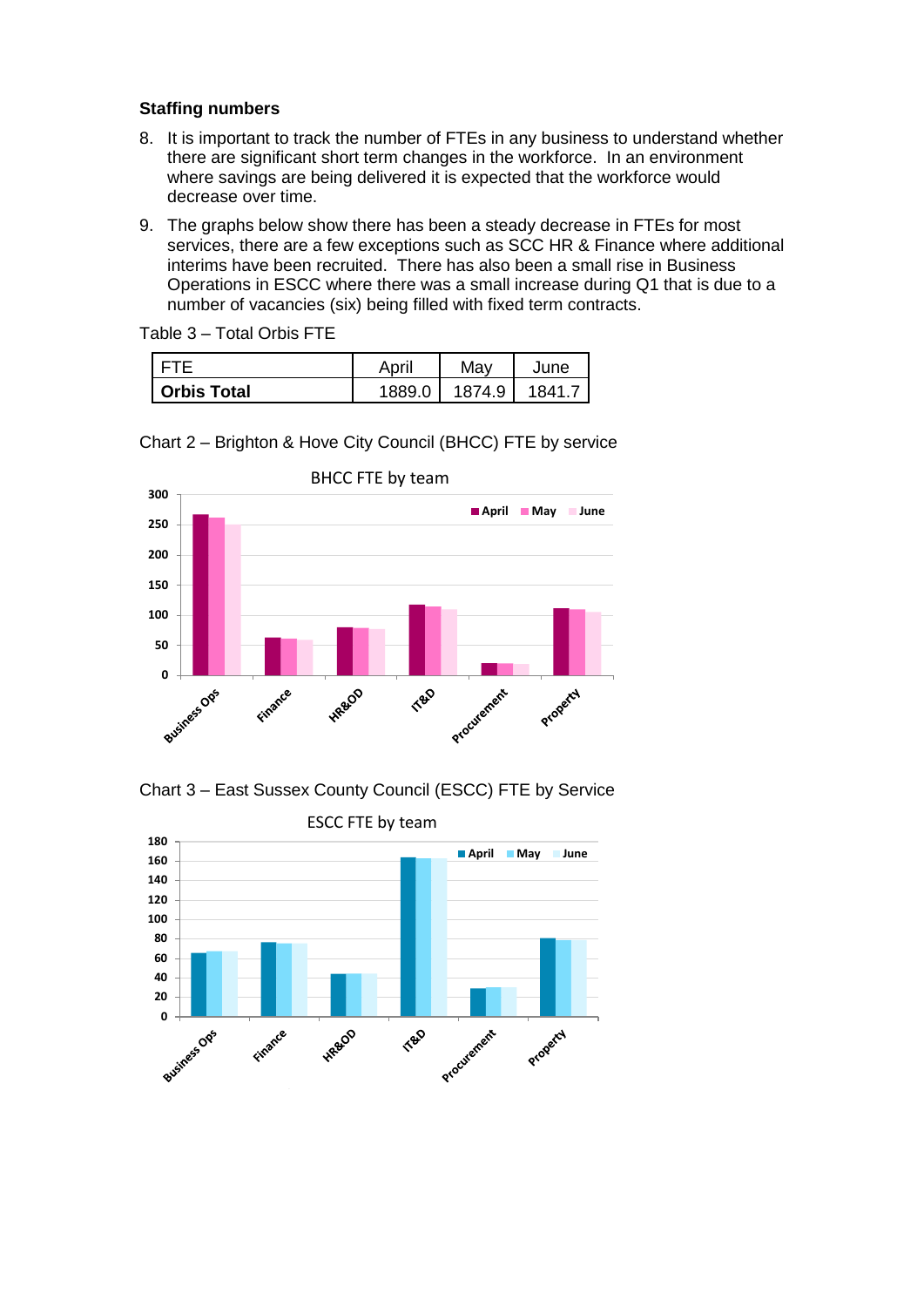**Staffing numbers**

8. It is important to track the number of FTEs in any business to understand whether there are significant short term changes in the workforce. In an environment where savings are being delivered it is expected that the workforce would decrease over time.

9. The graphs below show there has been a steady decrease in FTEs for most services, there are a few exceptions such as SCC HR & Finance where additional interims have been recruited. There has also been a small rise in Business Operations in ESCC where there was a small increase during Q1 that is due to a number of vacancies (six) being filled with fixed term contracts.

Table 3 – Total Orbis FTE

| FTE | April | May | June |
|---|---|---|---|
| **Orbis Total** | 1889.0 | 1874.9 | 1841.7 |

Chart 2 – Brighton & Hove City Council (BHCC) FTE by service

Chart 3 – East Sussex County Council (ESCC) FTE by Service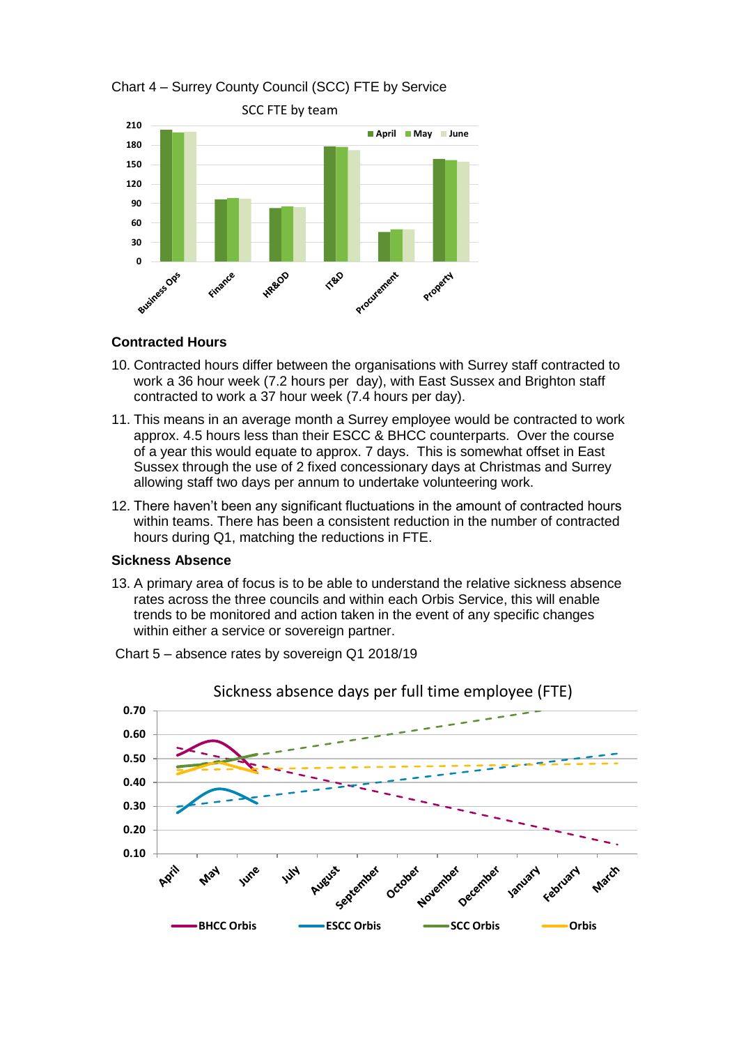Chart 4 – Surrey County Council (SCC) FTE by Service

## Contracted Hours

10. Contracted hours differ between the organisations with Surrey staff contracted to work a 36 hour week (7.2 hours per day), with East Sussex and Brighton staff contracted to work a 37 hour week (7.4 hours per day).

11. This means in an average month a Surrey employee would be contracted to work approx. 4.5 hours less than their ESCC & BHCC counterparts. Over the course of a year this would equate to approx. 7 days. This is somewhat offset in East Sussex through the use of 2 fixed concessionary days at Christmas and Surrey allowing staff two days per annum to undertake volunteering work.

12. There haven't been any significant fluctuations in the amount of contracted hours within teams. There has been a consistent reduction in the number of contracted hours during Q1, matching the reductions in FTE.

## Sickness Absence

13. A primary area of focus is to be able to understand the relative sickness absence rates across the three councils and within each Orbis Service, this will enable trends to be monitored and action taken in the event of any specific changes within either a service or sovereign partner.

Chart 5 – absence rates by sovereign Q1 2018/19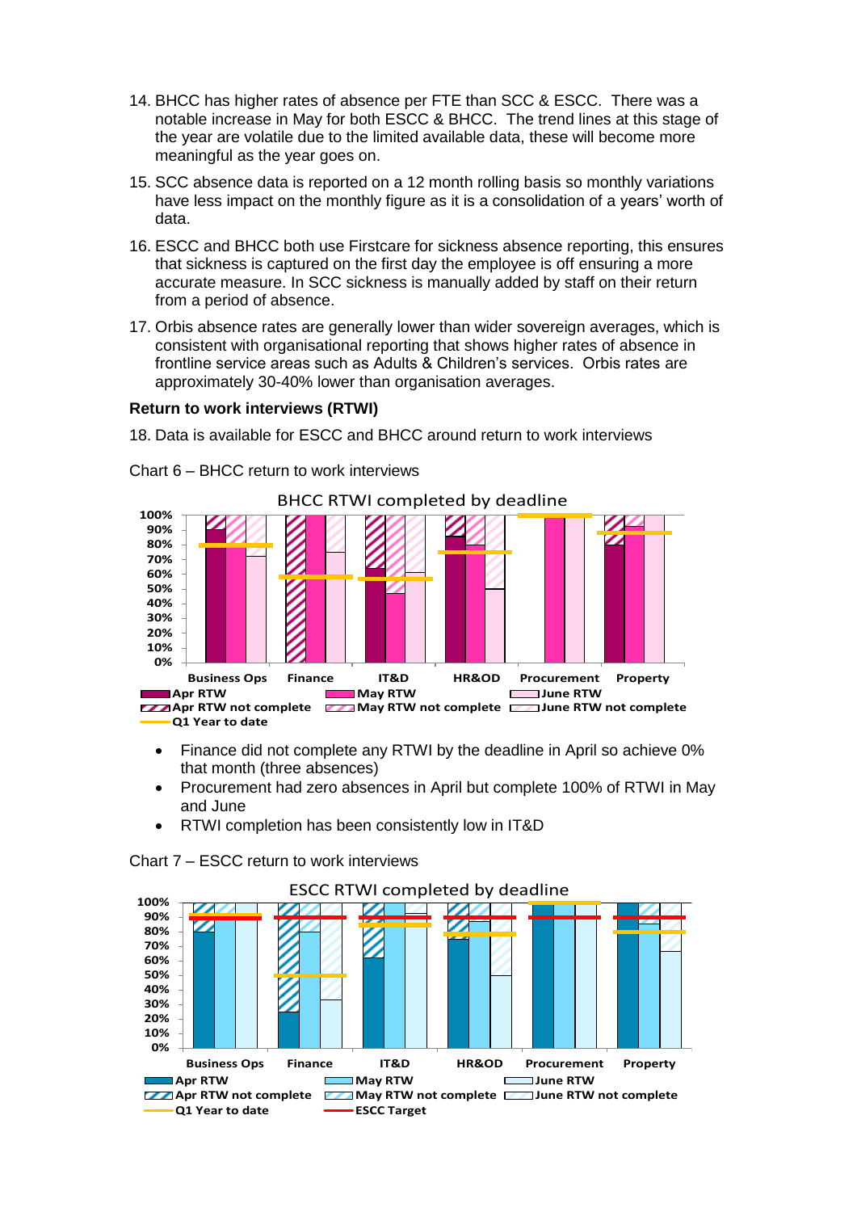14. BHCC has higher rates of absence per FTE than SCC & ESCC. There was a notable increase in May for both ESCC & BHCC. The trend lines at this stage of the year are volatile due to the limited available data, these will become more meaningful as the year goes on.

15. SCC absence data is reported on a 12 month rolling basis so monthly variations have less impact on the monthly figure as it is a consolidation of a years' worth of data.

16. ESCC and BHCC both use Firstcare for sickness absence reporting, this ensures that sickness is captured on the first day the employee is off ensuring a more accurate measure. In SCC sickness is manually added by staff on their return from a period of absence.

17. Orbis absence rates are generally lower than wider sovereign averages, which is consistent with organisational reporting that shows higher rates of absence in frontline service areas such as Adults & Children's services. Orbis rates are approximately 30-40% lower than organisation averages.

**Return to work interviews (RTWI)**

18. Data is available for ESCC and BHCC around return to work interviews

Chart 6 – BHCC return to work interviews

- Finance did not complete any RTWI by the deadline in April so achieve 0% that month (three absences)
- Procurement had zero absences in April but complete 100% of RTWI in May and June
- RTWI completion has been consistently low in IT&D

Chart 7 – ESCC return to work interviews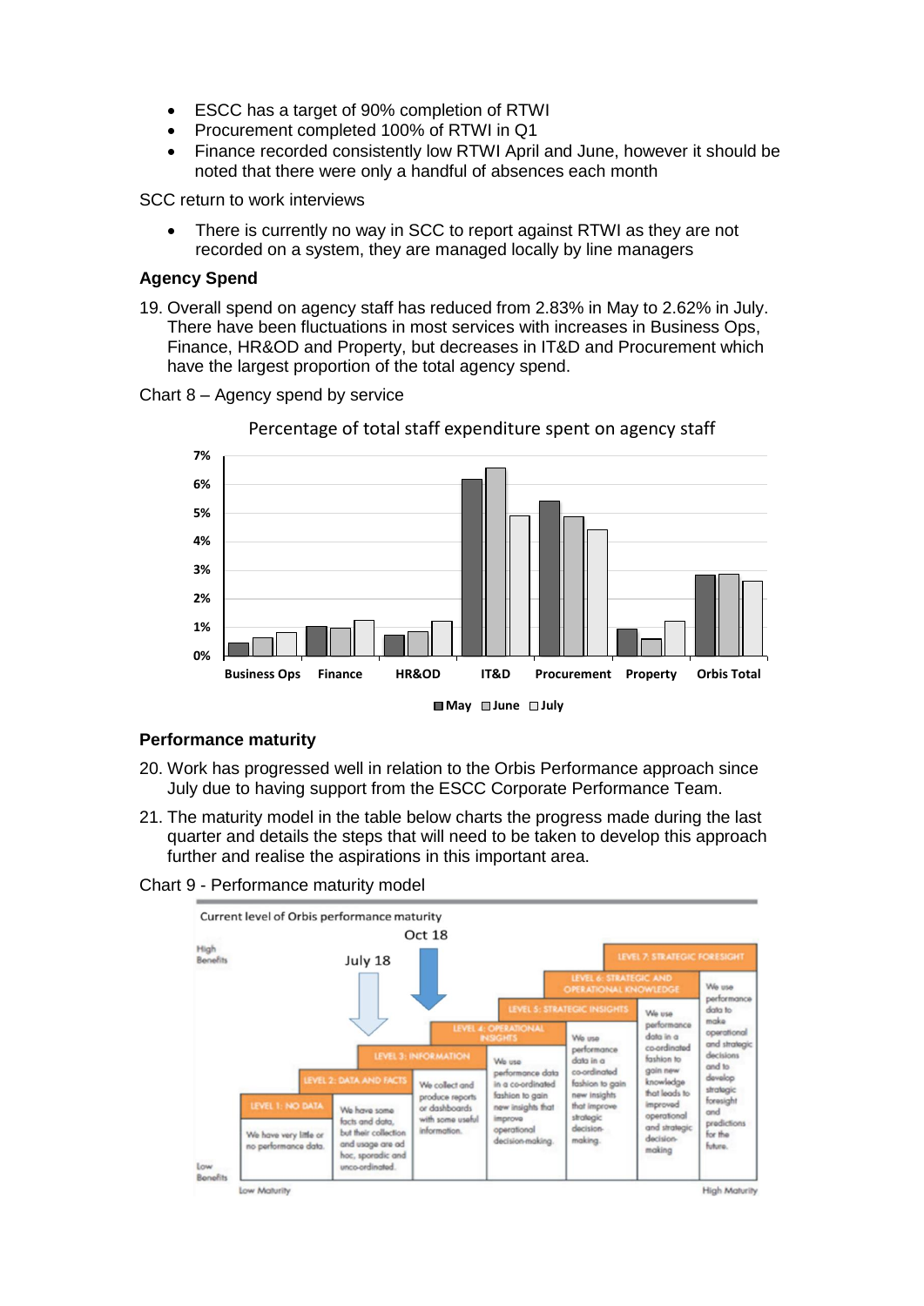- ESCC has a target of 90% completion of RTWI
- Procurement completed 100% of RTWI in Q1
- Finance recorded consistently low RTWI April and June, however it should be noted that there were only a handful of absences each month

SCC return to work interviews

- There is currently no way in SCC to report against RTWI as they are not recorded on a system, they are managed locally by line managers

**Agency Spend**

19. Overall spend on agency staff has reduced from 2.83% in May to 2.62% in July. There have been fluctuations in most services with increases in Business Ops, Finance, HR&OD and Property, but decreases in IT&D and Procurement which have the largest proportion of the total agency spend.

Chart 8 – Agency spend by service

Percentage of total staff expenditure spent on agency staff

| Service | May | June | July |
|---|---|---|---|
| Business Ops | ~0.45% | ~0.65% | ~0.8% |
| Finance | ~1.05% | ~0.95% | ~1.25% |
| HR&OD | ~0.75% | ~0.85% | ~1.2% |
| IT&D | ~6.2% | ~6.6% | ~4.9% |
| Procurement | ~5.45% | ~4.9% | ~4.45% |
| Property | ~0.95% | ~0.6% | ~1.2% |
| Orbis Total | 2.83% | ~2.85% | 2.62% |

**Performance maturity**

20. Work has progressed well in relation to the Orbis Performance approach since July due to having support from the ESCC Corporate Performance Team.

21. The maturity model in the table below charts the progress made during the last quarter and details the steps that will need to be taken to develop this approach further and realise the aspirations in this important area.

Chart 9 - Performance maturity model

Current level of Orbis performance maturity (July 18: Level 3; Oct 18: Level 4)

| Level | Description |
|---|---|
| LEVEL 1: NO DATA | We have very little or no performance data. |
| LEVEL 2: DATA AND FACTS | We have some facts and data, but their collection and usage are ad hoc, sporadic and unco-ordinated. |
| LEVEL 3: INFORMATION | We collect and produce reports or dashboards with some useful information. |
| LEVEL 4: OPERATIONAL INSIGHTS | We use performance data in a co-ordinated fashion to gain new insights that improve operational decision-making. |
| LEVEL 5: STRATEGIC INSIGHTS | We use performance data in a co-ordinated fashion to gain new insights that improve strategic decision-making. |
| LEVEL 6: STRATEGIC AND OPERATIONAL KNOWLEDGE | We use performance data in a co-ordinated fashion to gain new knowledge that leads to improved operational and strategic decision-making |
| LEVEL 7: STRATEGIC FORESIGHT | We use performance data to make operational and strategic decisions and to develop strategic foresight and predictions for the future. |

Low Benefits / Low Maturity → High Benefits / High Maturity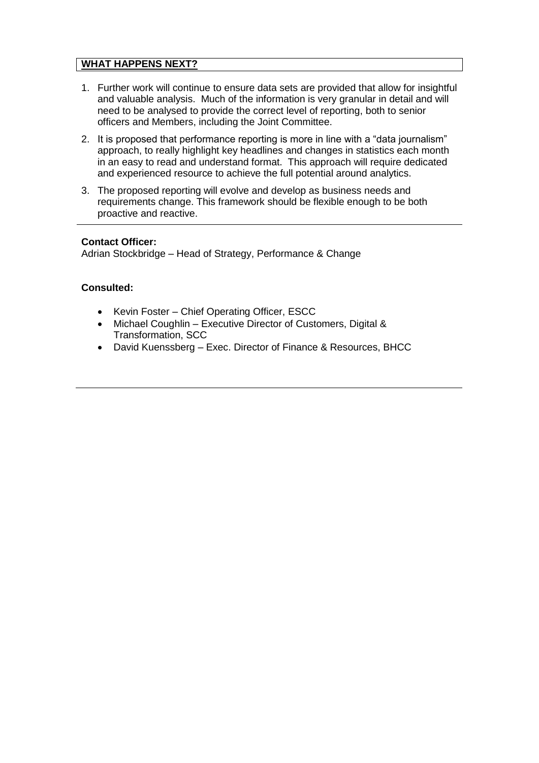## WHAT HAPPENS NEXT?

1. Further work will continue to ensure data sets are provided that allow for insightful and valuable analysis. Much of the information is very granular in detail and will need to be analysed to provide the correct level of reporting, both to senior officers and Members, including the Joint Committee.
2. It is proposed that performance reporting is more in line with a "data journalism" approach, to really highlight key headlines and changes in statistics each month in an easy to read and understand format. This approach will require dedicated and experienced resource to achieve the full potential around analytics.
3. The proposed reporting will evolve and develop as business needs and requirements change. This framework should be flexible enough to be both proactive and reactive.

**Contact Officer:**
Adrian Stockbridge – Head of Strategy, Performance & Change

**Consulted:**

- Kevin Foster – Chief Operating Officer, ESCC
- Michael Coughlin – Executive Director of Customers, Digital & Transformation, SCC
- David Kuenssberg – Exec. Director of Finance & Resources, BHCC